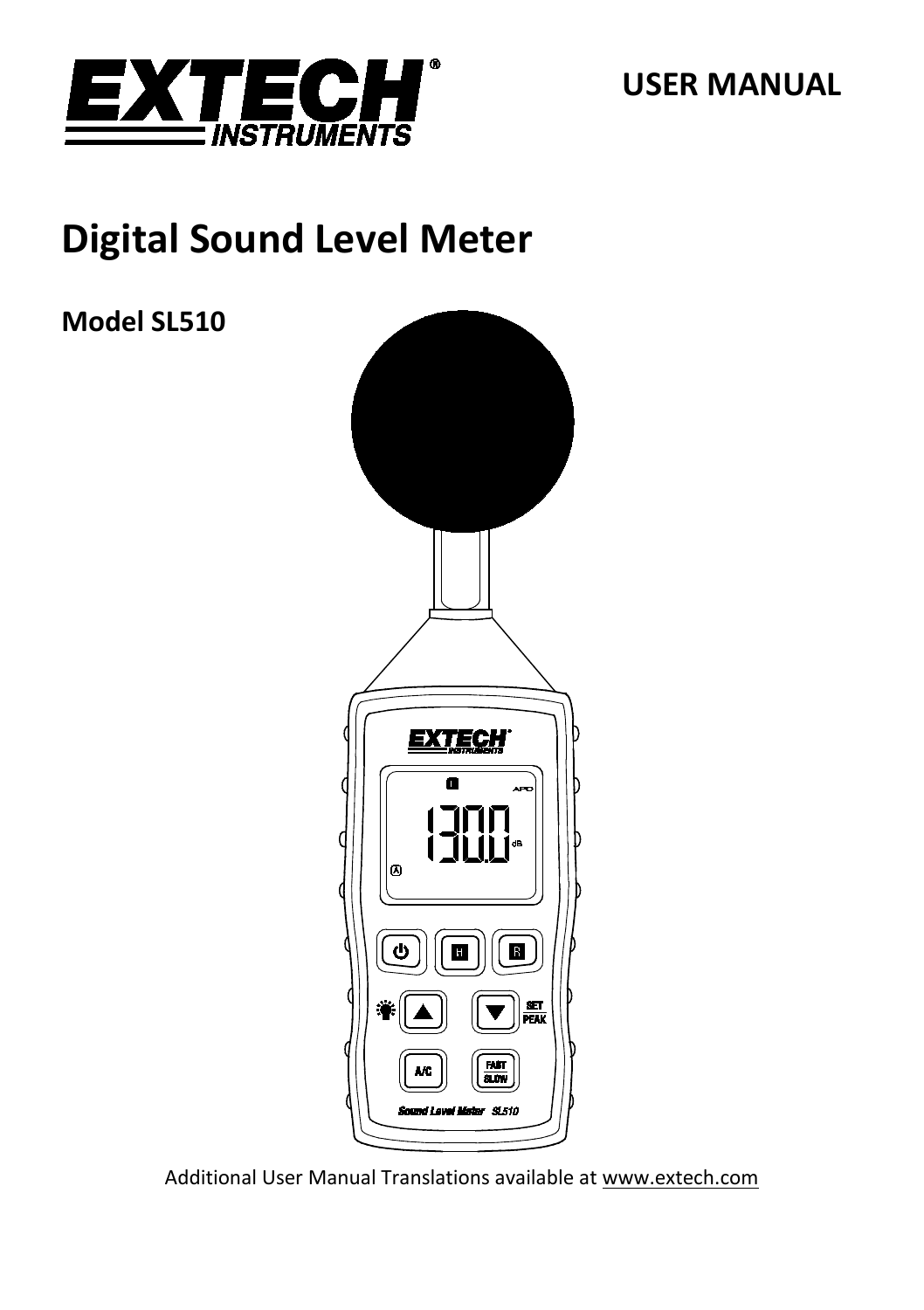USER MANUAL

# Digital Sound Level Meter

## Model SL510

Additional User Manual Translations available at www.extech.com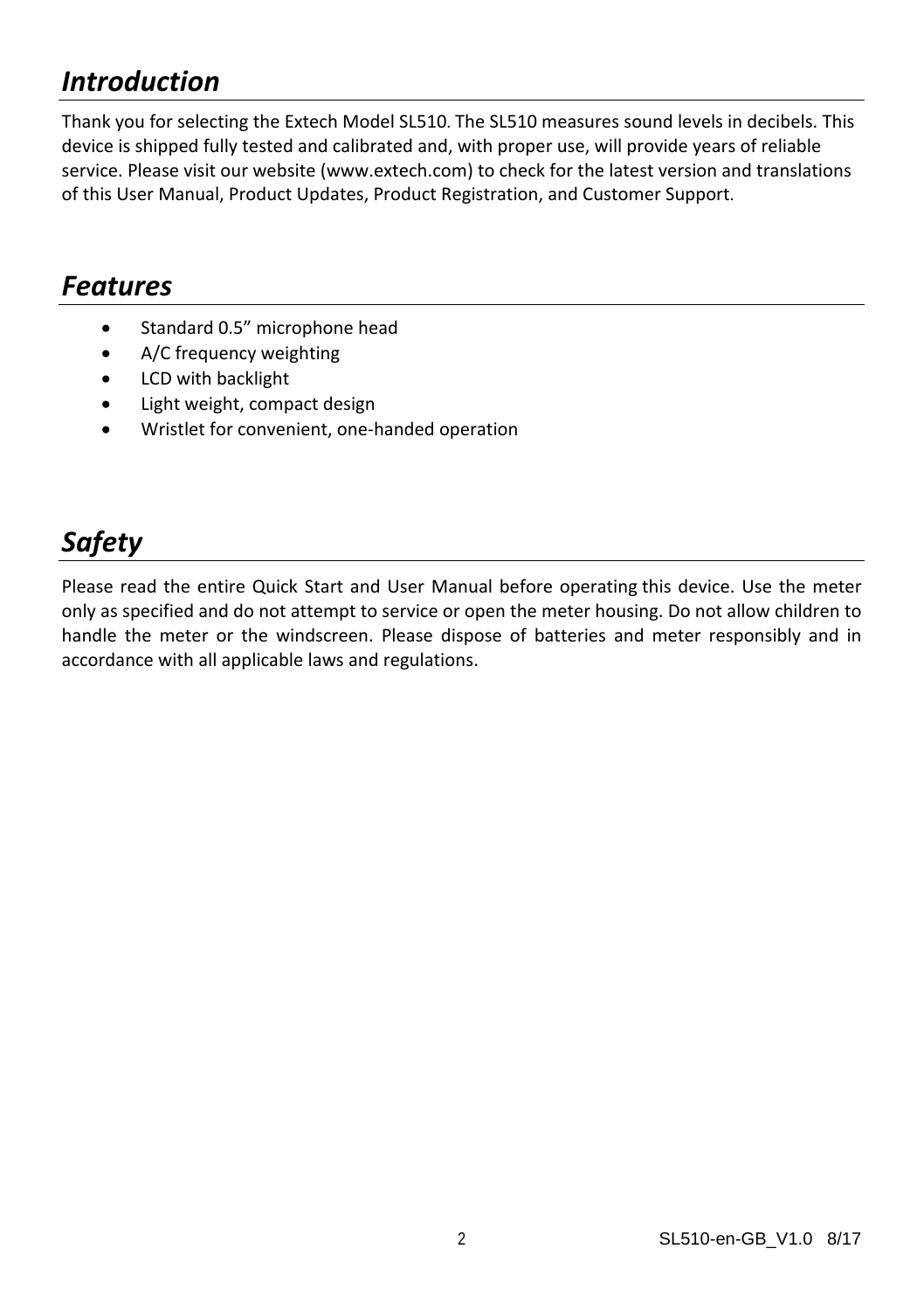## *Introduction*

Thank you for selecting the Extech Model SL510. The SL510 measures sound levels in decibels. This device is shipped fully tested and calibrated and, with proper use, will provide years of reliable service. Please visit our website (www.extech.com) to check for the latest version and translations of this User Manual, Product Updates, Product Registration, and Customer Support.

## *Features*

- Standard 0.5” microphone head
- A/C frequency weighting
- LCD with backlight
- Light weight, compact design
- Wristlet for convenient, one-handed operation

## *Safety*

Please read the entire Quick Start and User Manual before operating this device. Use the meter only as specified and do not attempt to service or open the meter housing. Do not allow children to handle the meter or the windscreen. Please dispose of batteries and meter responsibly and in accordance with all applicable laws and regulations.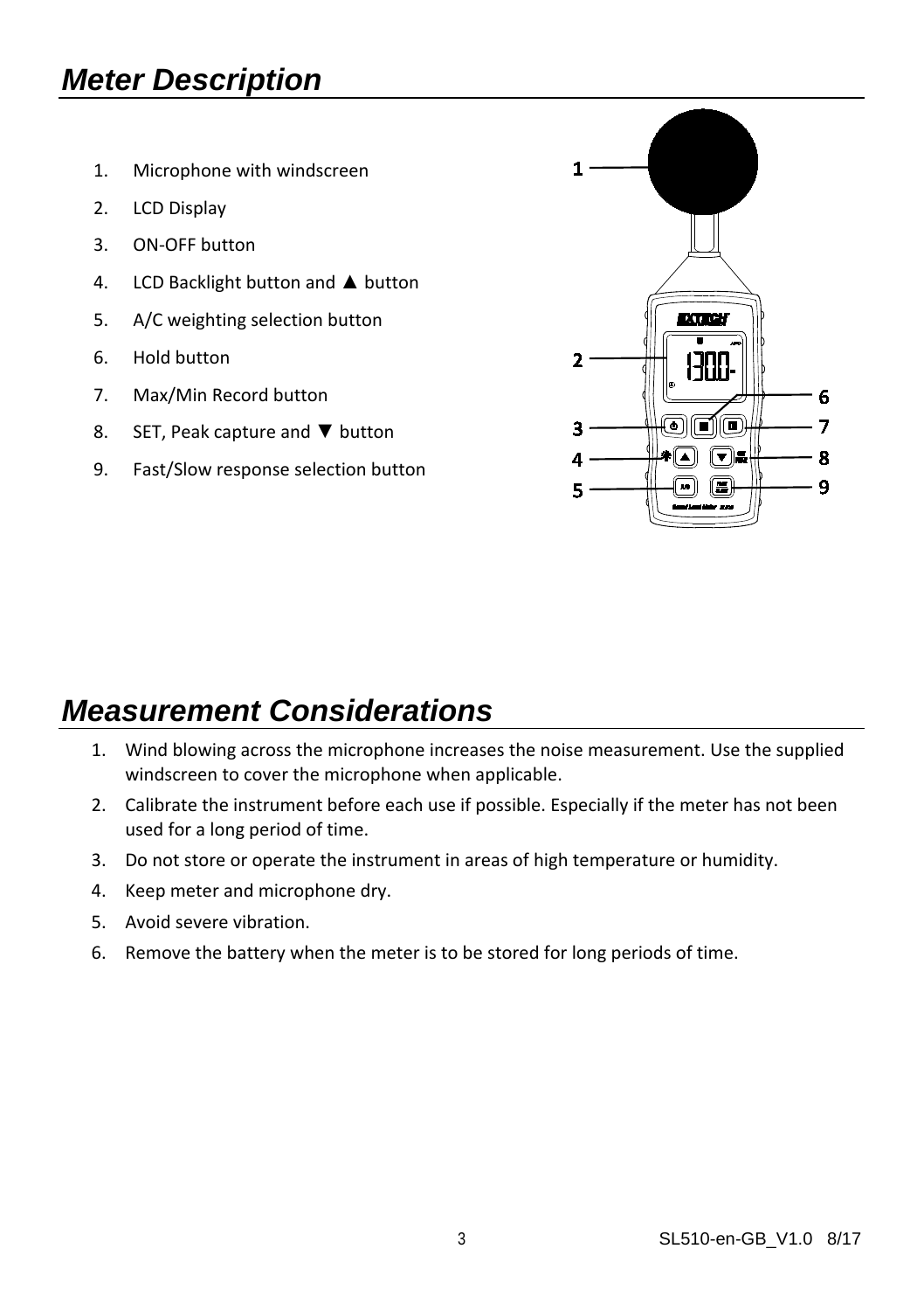# Meter Description

1. Microphone with windscreen
2. LCD Display
3. ON-OFF button
4. LCD Backlight button and ▲ button
5. A/C weighting selection button
6. Hold button
7. Max/Min Record button
8. SET, Peak capture and ▼ button
9. Fast/Slow response selection button

# Measurement Considerations

1. Wind blowing across the microphone increases the noise measurement. Use the supplied windscreen to cover the microphone when applicable.
2. Calibrate the instrument before each use if possible. Especially if the meter has not been used for a long period of time.
3. Do not store or operate the instrument in areas of high temperature or humidity.
4. Keep meter and microphone dry.
5. Avoid severe vibration.
6. Remove the battery when the meter is to be stored for long periods of time.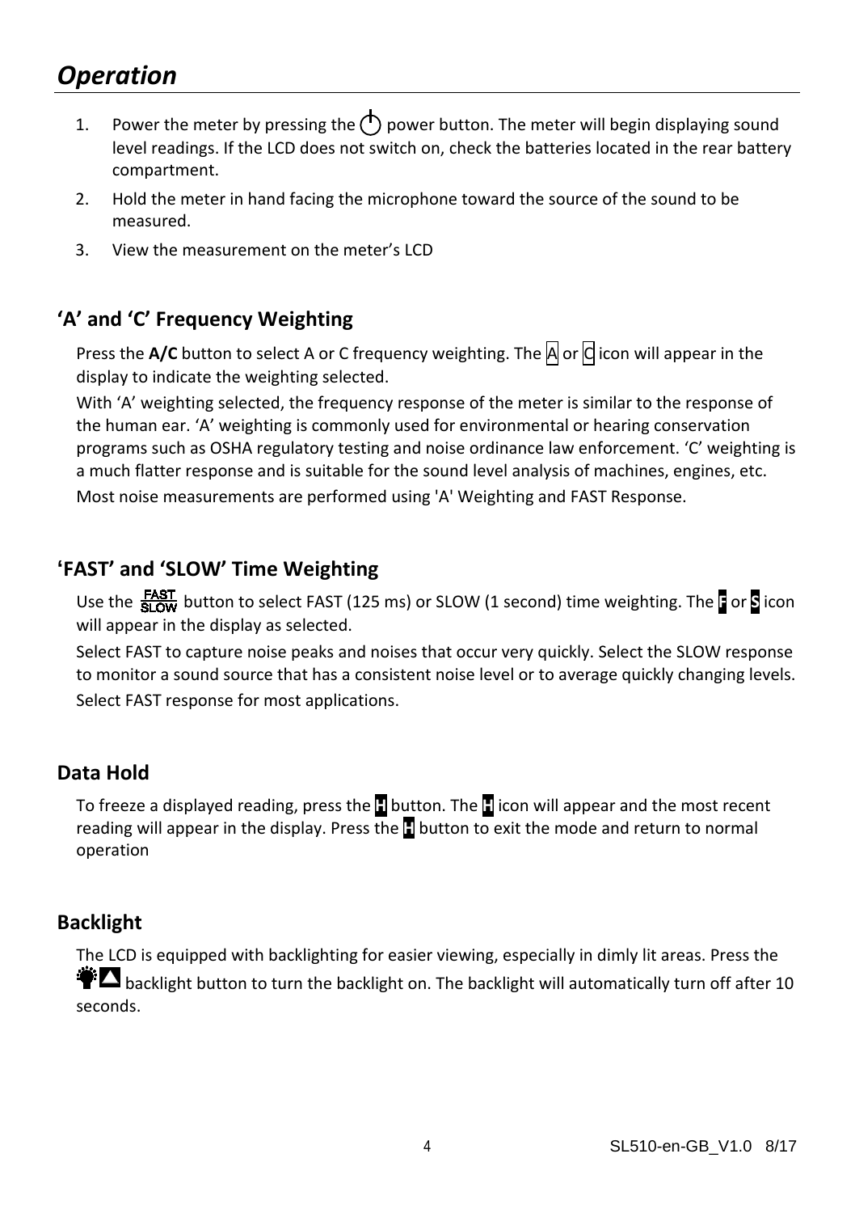# Operation

1. Power the meter by pressing the ⏻ power button. The meter will begin displaying sound level readings. If the LCD does not switch on, check the batteries located in the rear battery compartment.
2. Hold the meter in hand facing the microphone toward the source of the sound to be measured.
3. View the measurement on the meter's LCD

## 'A' and 'C' Frequency Weighting

Press the **A/C** button to select A or C frequency weighting. The A or C icon will appear in the display to indicate the weighting selected.

With 'A' weighting selected, the frequency response of the meter is similar to the response of the human ear. 'A' weighting is commonly used for environmental or hearing conservation programs such as OSHA regulatory testing and noise ordinance law enforcement. 'C' weighting is a much flatter response and is suitable for the sound level analysis of machines, engines, etc.

Most noise measurements are performed using 'A' Weighting and FAST Response.

## 'FAST' and 'SLOW' Time Weighting

Use the FAST/SLOW button to select FAST (125 ms) or SLOW (1 second) time weighting. The F or S icon will appear in the display as selected.

Select FAST to capture noise peaks and noises that occur very quickly. Select the SLOW response to monitor a sound source that has a consistent noise level or to average quickly changing levels.

Select FAST response for most applications.

## Data Hold

To freeze a displayed reading, press the H button. The H icon will appear and the most recent reading will appear in the display. Press the H button to exit the mode and return to normal operation

## Backlight

The LCD is equipped with backlighting for easier viewing, especially in dimly lit areas. Press the backlight button to turn the backlight on. The backlight will automatically turn off after 10 seconds.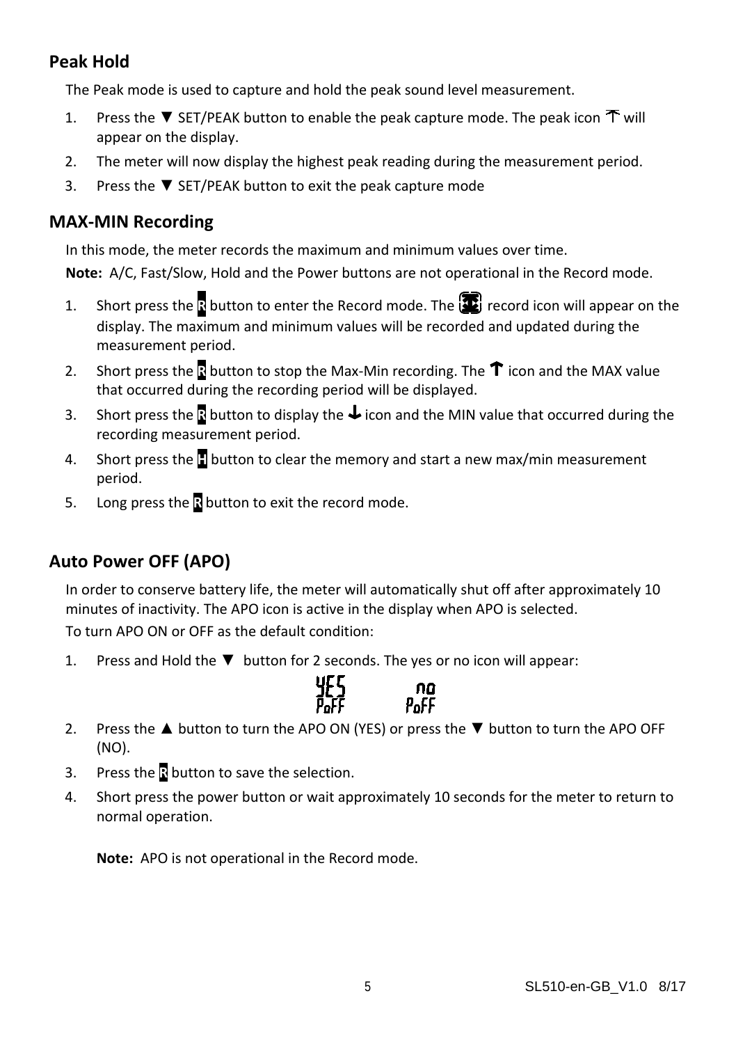## Peak Hold

The Peak mode is used to capture and hold the peak sound level measurement.

1. Press the ▼ SET/PEAK button to enable the peak capture mode. The peak icon ⤒ will appear on the display.
2. The meter will now display the highest peak reading during the measurement period.
3. Press the ▼ SET/PEAK button to exit the peak capture mode

## MAX-MIN Recording

In this mode, the meter records the maximum and minimum values over time.

**Note:** A/C, Fast/Slow, Hold and the Power buttons are not operational in the Record mode.

1. Short press the **R** button to enter the Record mode. The record icon will appear on the display. The maximum and minimum values will be recorded and updated during the measurement period.
2. Short press the **R** button to stop the Max-Min recording. The ↑ icon and the MAX value that occurred during the recording period will be displayed.
3. Short press the **R** button to display the ↓ icon and the MIN value that occurred during the recording measurement period.
4. Short press the **H** button to clear the memory and start a new max/min measurement period.
5. Long press the **R** button to exit the record mode.

## Auto Power OFF (APO)

In order to conserve battery life, the meter will automatically shut off after approximately 10 minutes of inactivity. The APO icon is active in the display when APO is selected.

To turn APO ON or OFF as the default condition:

1. Press and Hold the ▼ button for 2 seconds. The yes or no icon will appear:

   YES PoFF    no PoFF

2. Press the ▲ button to turn the APO ON (YES) or press the ▼ button to turn the APO OFF (NO).
3. Press the **R** button to save the selection.
4. Short press the power button or wait approximately 10 seconds for the meter to return to normal operation.

**Note:** APO is not operational in the Record mode.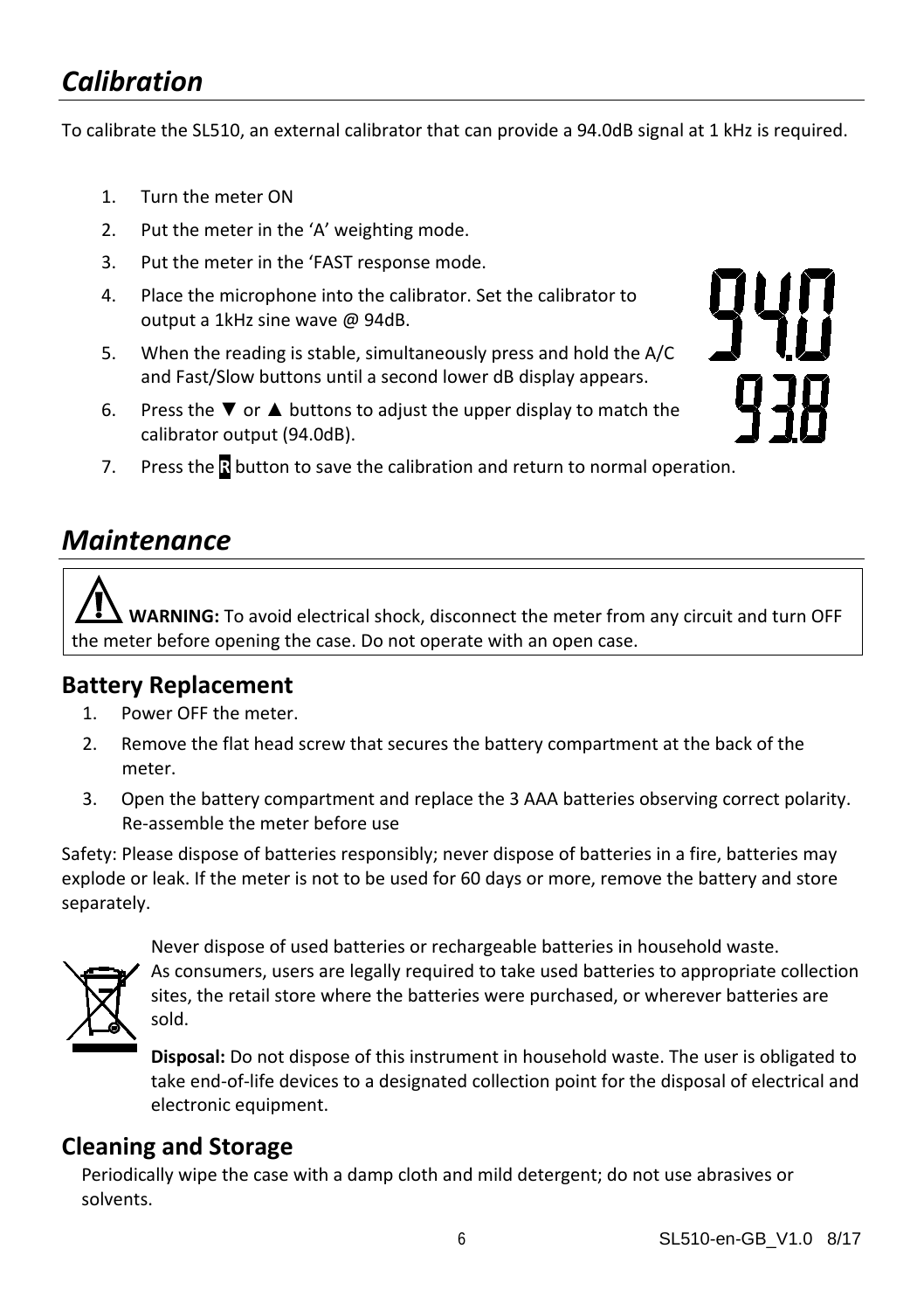## *Calibration*

To calibrate the SL510, an external calibrator that can provide a 94.0dB signal at 1 kHz is required.

1. Turn the meter ON
2. Put the meter in the 'A' weighting mode.
3. Put the meter in the 'FAST response mode.
4. Place the microphone into the calibrator. Set the calibrator to output a 1kHz sine wave @ 94dB.
5. When the reading is stable, simultaneously press and hold the A/C and Fast/Slow buttons until a second lower dB display appears.
6. Press the ▼ or ▲ buttons to adjust the upper display to match the calibrator output (94.0dB).
7. Press the **R** button to save the calibration and return to normal operation.

## *Maintenance*

> ⚠ **WARNING:** To avoid electrical shock, disconnect the meter from any circuit and turn OFF the meter before opening the case. Do not operate with an open case.

### Battery Replacement

1. Power OFF the meter.
2. Remove the flat head screw that secures the battery compartment at the back of the meter.
3. Open the battery compartment and replace the 3 AAA batteries observing correct polarity. Re-assemble the meter before use

Safety: Please dispose of batteries responsibly; never dispose of batteries in a fire, batteries may explode or leak. If the meter is not to be used for 60 days or more, remove the battery and store separately.

Never dispose of used batteries or rechargeable batteries in household waste.
As consumers, users are legally required to take used batteries to appropriate collection sites, the retail store where the batteries were purchased, or wherever batteries are sold.

**Disposal:** Do not dispose of this instrument in household waste. The user is obligated to take end-of-life devices to a designated collection point for the disposal of electrical and electronic equipment.

### Cleaning and Storage

Periodically wipe the case with a damp cloth and mild detergent; do not use abrasives or solvents.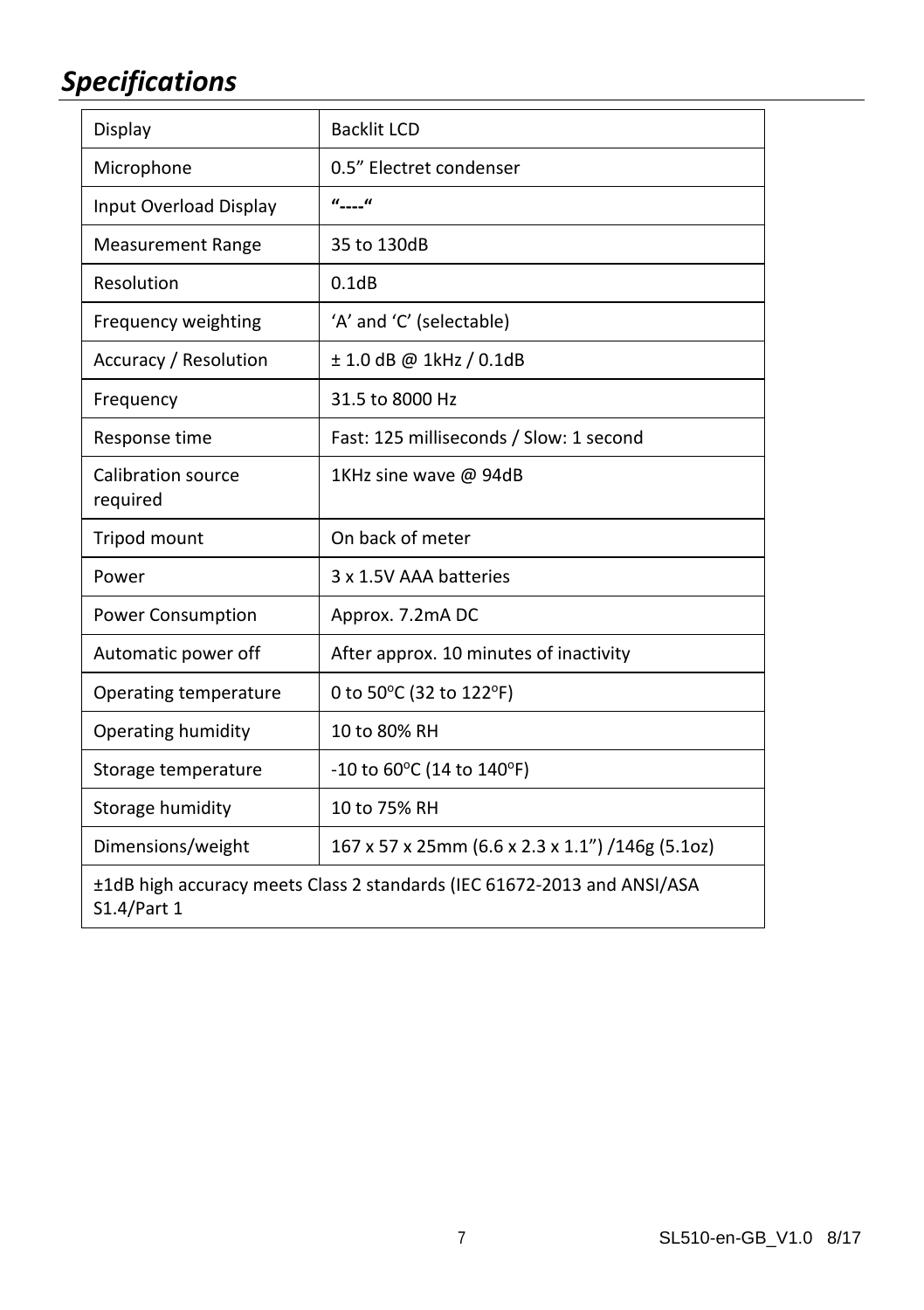# *Specifications*

| Display | Backlit LCD |
|---|---|
| Microphone | 0.5" Electret condenser |
| Input Overload Display | "----" |
| Measurement Range | 35 to 130dB |
| Resolution | 0.1dB |
| Frequency weighting | 'A' and 'C' (selectable) |
| Accuracy / Resolution | ± 1.0 dB @ 1kHz / 0.1dB |
| Frequency | 31.5 to 8000 Hz |
| Response time | Fast: 125 milliseconds / Slow: 1 second |
| Calibration source required | 1KHz sine wave @ 94dB |
| Tripod mount | On back of meter |
| Power | 3 x 1.5V AAA batteries |
| Power Consumption | Approx. 7.2mA DC |
| Automatic power off | After approx. 10 minutes of inactivity |
| Operating temperature | 0 to 50°C (32 to 122°F) |
| Operating humidity | 10 to 80% RH |
| Storage temperature | -10 to 60°C (14 to 140°F) |
| Storage humidity | 10 to 75% RH |
| Dimensions/weight | 167 x 57 x 25mm (6.6 x 2.3 x 1.1") /146g (5.1oz) |
| ±1dB high accuracy meets Class 2 standards (IEC 61672-2013 and ANSI/ASA S1.4/Part 1 | |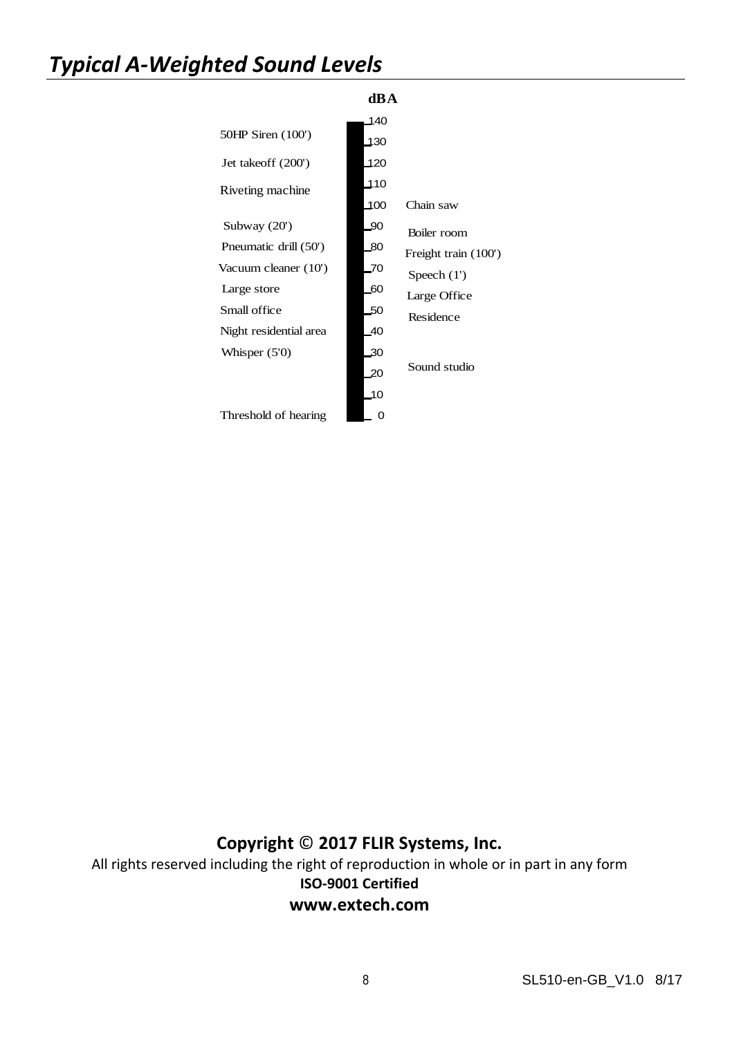## *Typical A-Weighted Sound Levels*

**dBA**

140
130
120
110
100
90
80
70
60
50
40
30
20
10
0

50HP Siren (100')
Jet takeoff (200')
Riveting machine
Subway (20')
Pneumatic drill (50')
Vacuum cleaner (10')
Large store
Small office
Night residential area
Whisper (5'0)
Threshold of hearing

Chain saw
Boiler room
Freight train (100')
Speech (1')
Large Office
Residence
Sound studio

**Copyright © 2017 FLIR Systems, Inc.**

All rights reserved including the right of reproduction in whole or in part in any form

**ISO-9001 Certified**

**www.extech.com**

SL510-en-GB_V1.0 8/17